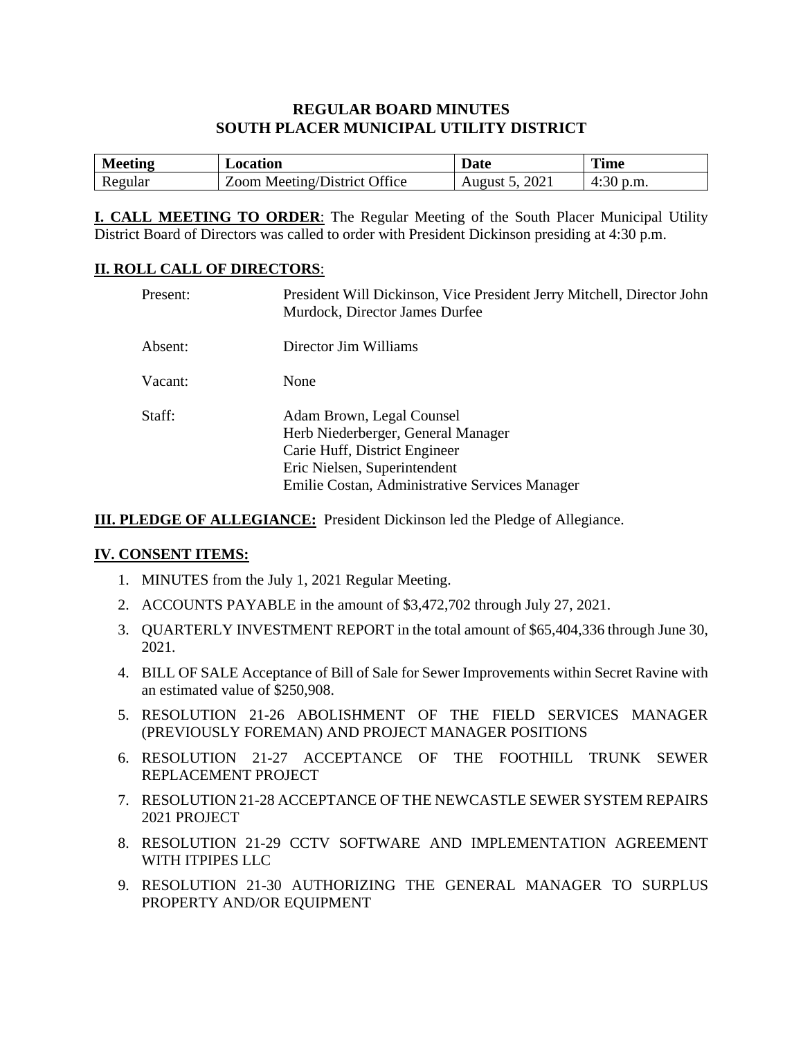# REGULAR BOARD MINUTES
# SOUTH PLACER MUNICIPAL UTILITY DISTRICT

| Meeting | Location | Date | Time |
|---|---|---|---|
| Regular | Zoom Meeting/District Office | August 5, 2021 | 4:30 p.m. |

**I. CALL MEETING TO ORDER**: The Regular Meeting of the South Placer Municipal Utility District Board of Directors was called to order with President Dickinson presiding at 4:30 p.m.

**II. ROLL CALL OF DIRECTORS**:

Present: President Will Dickinson, Vice President Jerry Mitchell, Director John Murdock, Director James Durfee

Absent: Director Jim Williams

Vacant: None

Staff: Adam Brown, Legal Counsel
Herb Niederberger, General Manager
Carie Huff, District Engineer
Eric Nielsen, Superintendent
Emilie Costan, Administrative Services Manager

**III. PLEDGE OF ALLEGIANCE:** President Dickinson led the Pledge of Allegiance.

**IV. CONSENT ITEMS:**

1. MINUTES from the July 1, 2021 Regular Meeting.
2. ACCOUNTS PAYABLE in the amount of $3,472,702 through July 27, 2021.
3. QUARTERLY INVESTMENT REPORT in the total amount of $65,404,336 through June 30, 2021.
4. BILL OF SALE Acceptance of Bill of Sale for Sewer Improvements within Secret Ravine with an estimated value of $250,908.
5. RESOLUTION 21-26 ABOLISHMENT OF THE FIELD SERVICES MANAGER (PREVIOUSLY FOREMAN) AND PROJECT MANAGER POSITIONS
6. RESOLUTION 21-27 ACCEPTANCE OF THE FOOTHILL TRUNK SEWER REPLACEMENT PROJECT
7. RESOLUTION 21-28 ACCEPTANCE OF THE NEWCASTLE SEWER SYSTEM REPAIRS 2021 PROJECT
8. RESOLUTION 21-29 CCTV SOFTWARE AND IMPLEMENTATION AGREEMENT WITH ITPIPES LLC
9. RESOLUTION 21-30 AUTHORIZING THE GENERAL MANAGER TO SURPLUS PROPERTY AND/OR EQUIPMENT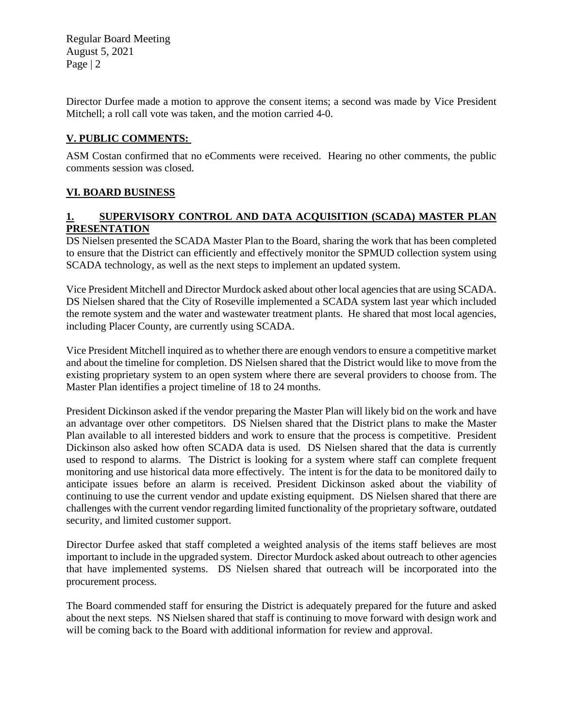Director Durfee made a motion to approve the consent items; a second was made by Vice President Mitchell; a roll call vote was taken, and the motion carried 4-0.

## V. PUBLIC COMMENTS:

ASM Costan confirmed that no eComments were received. Hearing no other comments, the public comments session was closed.

## VI. BOARD BUSINESS

### 1. SUPERVISORY CONTROL AND DATA ACQUISITION (SCADA) MASTER PLAN PRESENTATION

DS Nielsen presented the SCADA Master Plan to the Board, sharing the work that has been completed to ensure that the District can efficiently and effectively monitor the SPMUD collection system using SCADA technology, as well as the next steps to implement an updated system.

Vice President Mitchell and Director Murdock asked about other local agencies that are using SCADA. DS Nielsen shared that the City of Roseville implemented a SCADA system last year which included the remote system and the water and wastewater treatment plants. He shared that most local agencies, including Placer County, are currently using SCADA.

Vice President Mitchell inquired as to whether there are enough vendors to ensure a competitive market and about the timeline for completion. DS Nielsen shared that the District would like to move from the existing proprietary system to an open system where there are several providers to choose from. The Master Plan identifies a project timeline of 18 to 24 months.

President Dickinson asked if the vendor preparing the Master Plan will likely bid on the work and have an advantage over other competitors. DS Nielsen shared that the District plans to make the Master Plan available to all interested bidders and work to ensure that the process is competitive. President Dickinson also asked how often SCADA data is used. DS Nielsen shared that the data is currently used to respond to alarms. The District is looking for a system where staff can complete frequent monitoring and use historical data more effectively. The intent is for the data to be monitored daily to anticipate issues before an alarm is received. President Dickinson asked about the viability of continuing to use the current vendor and update existing equipment. DS Nielsen shared that there are challenges with the current vendor regarding limited functionality of the proprietary software, outdated security, and limited customer support.

Director Durfee asked that staff completed a weighted analysis of the items staff believes are most important to include in the upgraded system. Director Murdock asked about outreach to other agencies that have implemented systems. DS Nielsen shared that outreach will be incorporated into the procurement process.

The Board commended staff for ensuring the District is adequately prepared for the future and asked about the next steps. NS Nielsen shared that staff is continuing to move forward with design work and will be coming back to the Board with additional information for review and approval.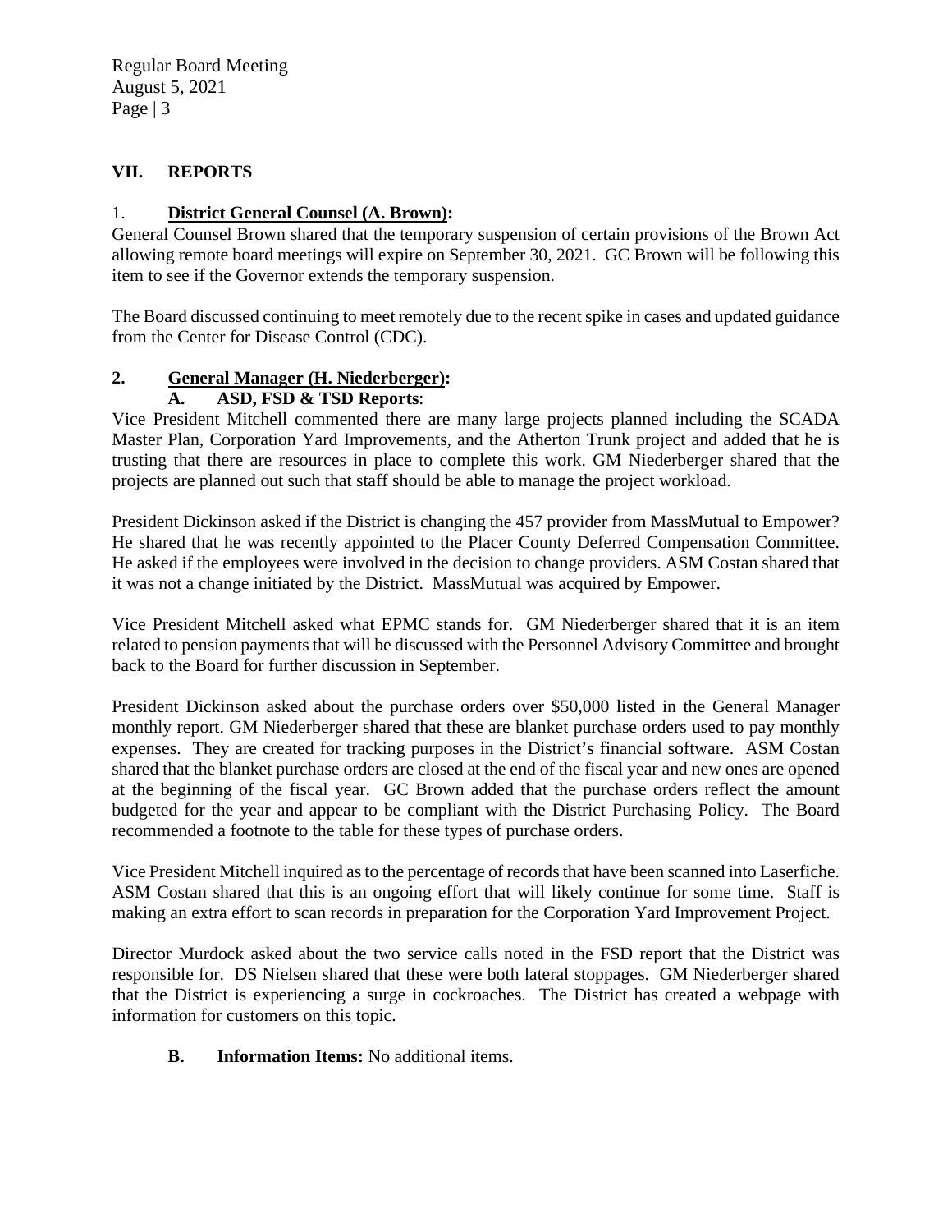## VII. REPORTS

### 1. **District General Counsel (A. Brown):**

General Counsel Brown shared that the temporary suspension of certain provisions of the Brown Act allowing remote board meetings will expire on September 30, 2021. GC Brown will be following this item to see if the Governor extends the temporary suspension.

The Board discussed continuing to meet remotely due to the recent spike in cases and updated guidance from the Center for Disease Control (CDC).

### 2. **General Manager (H. Niederberger):**

#### A. ASD, FSD & TSD Reports:

Vice President Mitchell commented there are many large projects planned including the SCADA Master Plan, Corporation Yard Improvements, and the Atherton Trunk project and added that he is trusting that there are resources in place to complete this work. GM Niederberger shared that the projects are planned out such that staff should be able to manage the project workload.

President Dickinson asked if the District is changing the 457 provider from MassMutual to Empower? He shared that he was recently appointed to the Placer County Deferred Compensation Committee. He asked if the employees were involved in the decision to change providers. ASM Costan shared that it was not a change initiated by the District. MassMutual was acquired by Empower.

Vice President Mitchell asked what EPMC stands for. GM Niederberger shared that it is an item related to pension payments that will be discussed with the Personnel Advisory Committee and brought back to the Board for further discussion in September.

President Dickinson asked about the purchase orders over $50,000 listed in the General Manager monthly report. GM Niederberger shared that these are blanket purchase orders used to pay monthly expenses. They are created for tracking purposes in the District's financial software. ASM Costan shared that the blanket purchase orders are closed at the end of the fiscal year and new ones are opened at the beginning of the fiscal year. GC Brown added that the purchase orders reflect the amount budgeted for the year and appear to be compliant with the District Purchasing Policy. The Board recommended a footnote to the table for these types of purchase orders.

Vice President Mitchell inquired as to the percentage of records that have been scanned into Laserfiche. ASM Costan shared that this is an ongoing effort that will likely continue for some time. Staff is making an extra effort to scan records in preparation for the Corporation Yard Improvement Project.

Director Murdock asked about the two service calls noted in the FSD report that the District was responsible for. DS Nielsen shared that these were both lateral stoppages. GM Niederberger shared that the District is experiencing a surge in cockroaches. The District has created a webpage with information for customers on this topic.

#### B. Information Items: No additional items.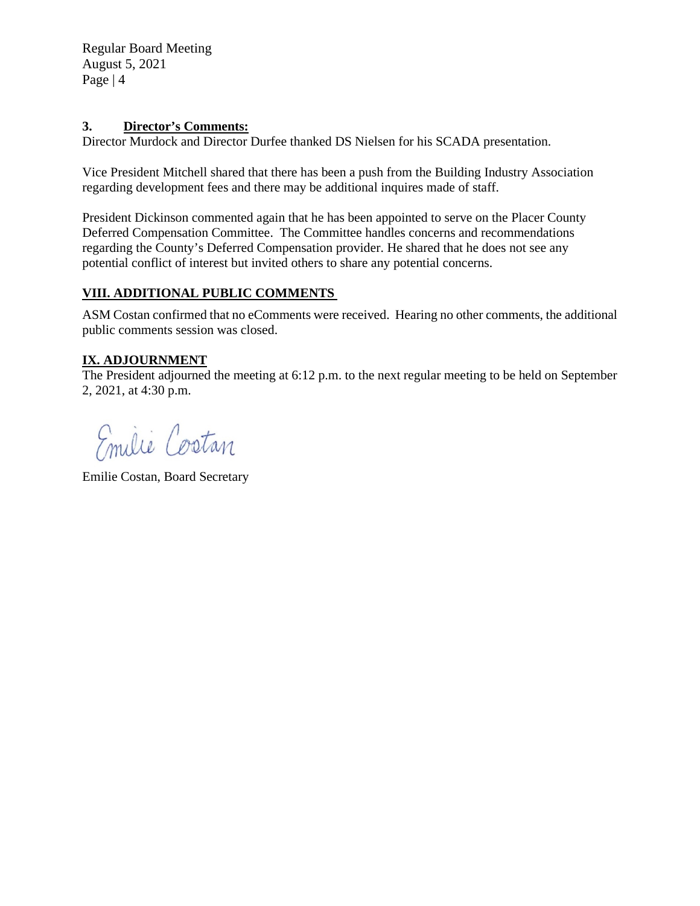**3. Director's Comments:**

Director Murdock and Director Durfee thanked DS Nielsen for his SCADA presentation.

Vice President Mitchell shared that there has been a push from the Building Industry Association regarding development fees and there may be additional inquires made of staff.

President Dickinson commented again that he has been appointed to serve on the Placer County Deferred Compensation Committee. The Committee handles concerns and recommendations regarding the County's Deferred Compensation provider. He shared that he does not see any potential conflict of interest but invited others to share any potential concerns.

## VIII. ADDITIONAL PUBLIC COMMENTS

ASM Costan confirmed that no eComments were received. Hearing no other comments, the additional public comments session was closed.

## IX. ADJOURNMENT

The President adjourned the meeting at 6:12 p.m. to the next regular meeting to be held on September 2, 2021, at 4:30 p.m.

Emilie Costan

Emilie Costan, Board Secretary